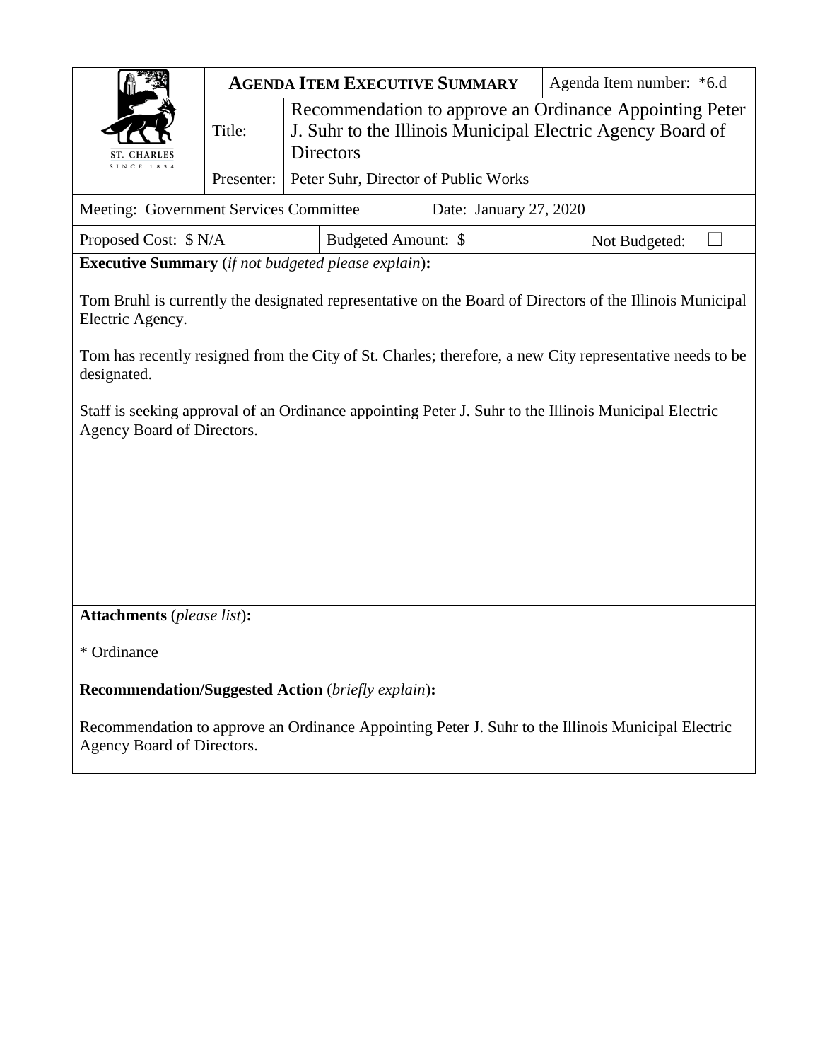| ST. CHARLES SINCE 1834 | **AGENDA ITEM EXECUTIVE SUMMARY** | | Agenda Item number: *6.d |
|---|---|---|---|
| | Title: | Recommendation to approve an Ordinance Appointing Peter J. Suhr to the Illinois Municipal Electric Agency Board of Directors | |
| | Presenter: | Peter Suhr, Director of Public Works | |

| Meeting: Government Services Committee | Date: January 27, 2020 | |
|---|---|---|
| Proposed Cost: $ N/A | Budgeted Amount: $ | Not Budgeted: ☐ |

**Executive Summary** (*if not budgeted please explain*)**:**

Tom Bruhl is currently the designated representative on the Board of Directors of the Illinois Municipal Electric Agency.

Tom has recently resigned from the City of St. Charles; therefore, a new City representative needs to be designated.

Staff is seeking approval of an Ordinance appointing Peter J. Suhr to the Illinois Municipal Electric Agency Board of Directors.

**Attachments** (*please list*)**:**

* Ordinance

**Recommendation/Suggested Action** (*briefly explain*)**:**

Recommendation to approve an Ordinance Appointing Peter J. Suhr to the Illinois Municipal Electric Agency Board of Directors.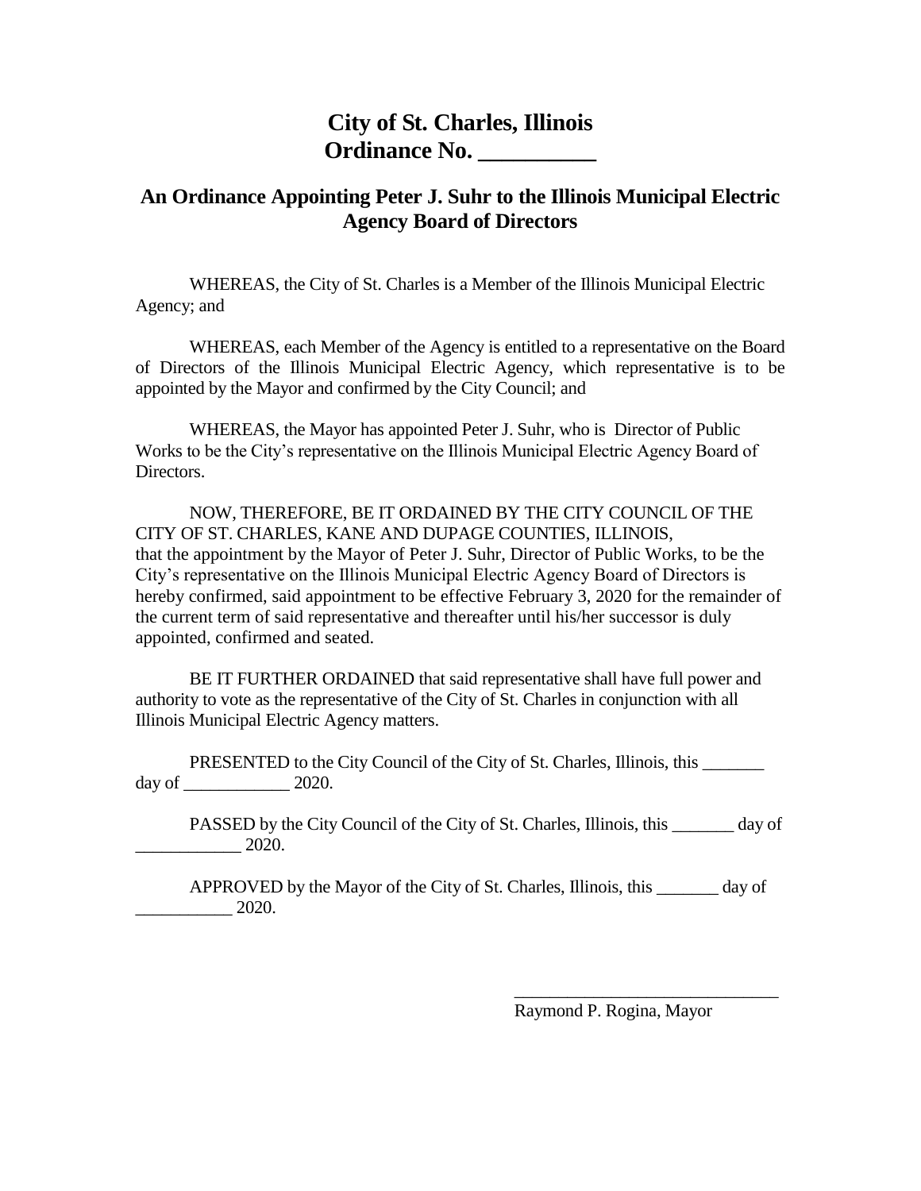# City of St. Charles, Illinois
# Ordinance No. __________

## An Ordinance Appointing Peter J. Suhr to the Illinois Municipal Electric Agency Board of Directors

WHEREAS, the City of St. Charles is a Member of the Illinois Municipal Electric Agency; and

WHEREAS, each Member of the Agency is entitled to a representative on the Board of Directors of the Illinois Municipal Electric Agency, which representative is to be appointed by the Mayor and confirmed by the City Council; and

WHEREAS, the Mayor has appointed Peter J. Suhr, who is Director of Public Works to be the City's representative on the Illinois Municipal Electric Agency Board of Directors.

NOW, THEREFORE, BE IT ORDAINED BY THE CITY COUNCIL OF THE CITY OF ST. CHARLES, KANE AND DUPAGE COUNTIES, ILLINOIS, that the appointment by the Mayor of Peter J. Suhr, Director of Public Works, to be the City's representative on the Illinois Municipal Electric Agency Board of Directors is hereby confirmed, said appointment to be effective February 3, 2020 for the remainder of the current term of said representative and thereafter until his/her successor is duly appointed, confirmed and seated.

BE IT FURTHER ORDAINED that said representative shall have full power and authority to vote as the representative of the City of St. Charles in conjunction with all Illinois Municipal Electric Agency matters.

PRESENTED to the City Council of the City of St. Charles, Illinois, this _______ day of ____________ 2020.

PASSED by the City Council of the City of St. Charles, Illinois, this _______ day of ____________ 2020.

APPROVED by the Mayor of the City of St. Charles, Illinois, this _______ day of ___________ 2020.

______________________________
Raymond P. Rogina, Mayor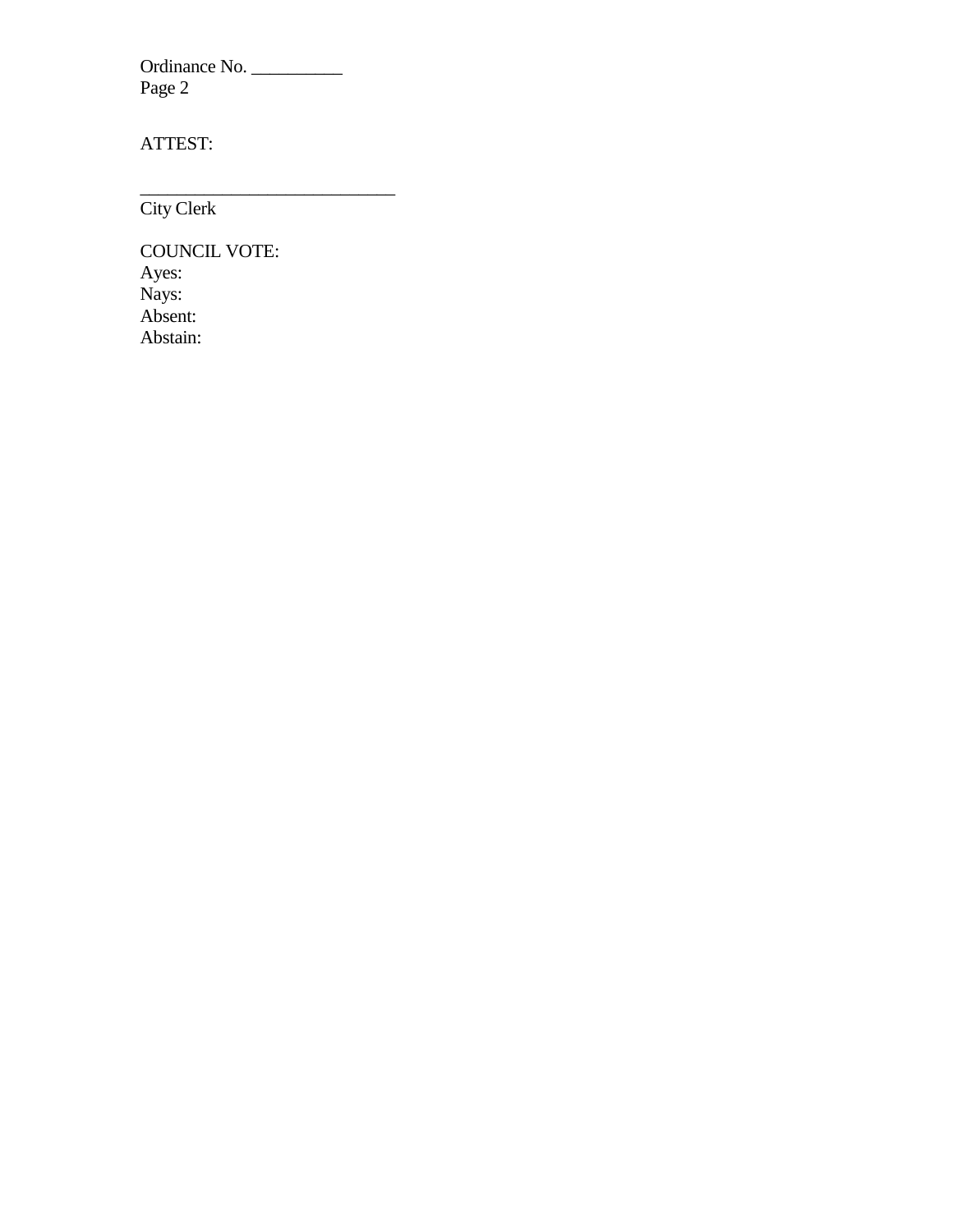ATTEST:

\_\_\_\_\_\_\_\_\_\_\_\_\_\_\_\_\_\_\_\_\_\_\_\_\_\_\_\_\_\_

City Clerk

COUNCIL VOTE:
Ayes:
Nays:
Absent:
Abstain: